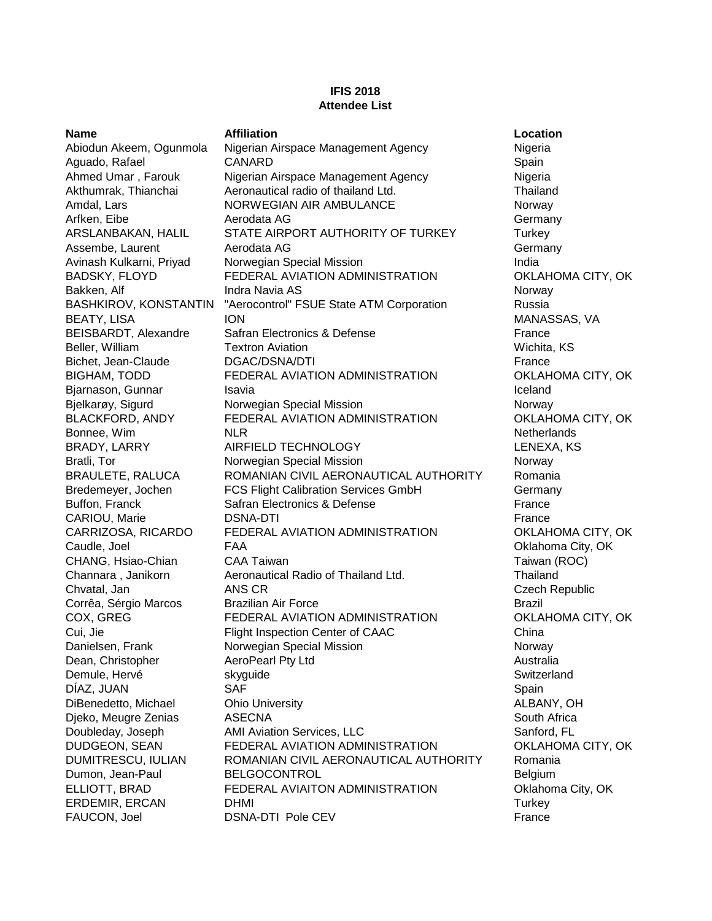**IFIS 2018**
**Attendee List**

| Name | Affiliation | Location |
|---|---|---|
| Abiodun Akeem, Ogunmola | Nigerian Airspace Management Agency | Nigeria |
| Aguado, Rafael | CANARD | Spain |
| Ahmed Umar , Farouk | Nigerian Airspace Management Agency | Nigeria |
| Akthumrak, Thianchai | Aeronautical radio of thailand Ltd. | Thailand |
| Amdal, Lars | NORWEGIAN AIR AMBULANCE | Norway |
| Arfken, Eibe | Aerodata AG | Germany |
| ARSLANBAKAN, HALIL | STATE AIRPORT AUTHORITY OF TURKEY | Turkey |
| Assembe, Laurent | Aerodata AG | Germany |
| Avinash Kulkarni, Priyad | Norwegian Special Mission | India |
| BADSKY, FLOYD | FEDERAL AVIATION ADMINISTRATION | OKLAHOMA CITY, OK |
| Bakken, Alf | Indra Navia AS | Norway |
| BASHKIROV, KONSTANTIN | "Aerocontrol" FSUE State ATM Corporation | Russia |
| BEATY, LISA | ION | MANASSAS, VA |
| BEISBARDT, Alexandre | Safran Electronics & Defense | France |
| Beller, William | Textron Aviation | Wichita, KS |
| Bichet, Jean-Claude | DGAC/DSNA/DTI | France |
| BIGHAM, TODD | FEDERAL AVIATION ADMINISTRATION | OKLAHOMA CITY, OK |
| Bjarnason, Gunnar | Isavia | Iceland |
| Bjelkarøy, Sigurd | Norwegian Special Mission | Norway |
| BLACKFORD, ANDY | FEDERAL AVIATION ADMINISTRATION | OKLAHOMA CITY, OK |
| Bonnee, Wim | NLR | Netherlands |
| BRADY, LARRY | AIRFIELD TECHNOLOGY | LENEXA, KS |
| Bratli, Tor | Norwegian Special Mission | Norway |
| BRAULETE, RALUCA | ROMANIAN CIVIL AERONAUTICAL AUTHORITY | Romania |
| Bredemeyer, Jochen | FCS Flight Calibration Services GmbH | Germany |
| Buffon, Franck | Safran Electronics & Defense | France |
| CARIOU, Marie | DSNA-DTI | France |
| CARRIZOSA, RICARDO | FEDERAL AVIATION ADMINISTRATION | OKLAHOMA CITY, OK |
| Caudle, Joel | FAA | Oklahoma City, OK |
| CHANG, Hsiao-Chian | CAA Taiwan | Taiwan (ROC) |
| Channara , Janikorn | Aeronautical Radio of Thailand Ltd. | Thailand |
| Chvatal, Jan | ANS CR | Czech Republic |
| Corrêa, Sérgio Marcos | Brazilian Air Force | Brazil |
| COX, GREG | FEDERAL AVIATION ADMINISTRATION | OKLAHOMA CITY, OK |
| Cui, Jie | Flight Inspection Center of CAAC | China |
| Danielsen, Frank | Norwegian Special Mission | Norway |
| Dean, Christopher | AeroPearl Pty Ltd | Australia |
| Demule, Hervé | skyguide | Switzerland |
| DÍAZ, JUAN | SAF | Spain |
| DiBenedetto, Michael | Ohio University | ALBANY, OH |
| Djeko, Meugre Zenias | ASECNA | South Africa |
| Doubleday, Joseph | AMI Aviation Services, LLC | Sanford, FL |
| DUDGEON, SEAN | FEDERAL AVIATION ADMINISTRATION | OKLAHOMA CITY, OK |
| DUMITRESCU, IULIAN | ROMANIAN CIVIL AERONAUTICAL AUTHORITY | Romania |
| Dumon, Jean-Paul | BELGOCONTROL | Belgium |
| ELLIOTT, BRAD | FEDERAL AVIAITON ADMINISTRATION | Oklahoma City, OK |
| ERDEMIR, ERCAN | DHMI | Turkey |
| FAUCON, Joel | DSNA-DTI Pole CEV | France |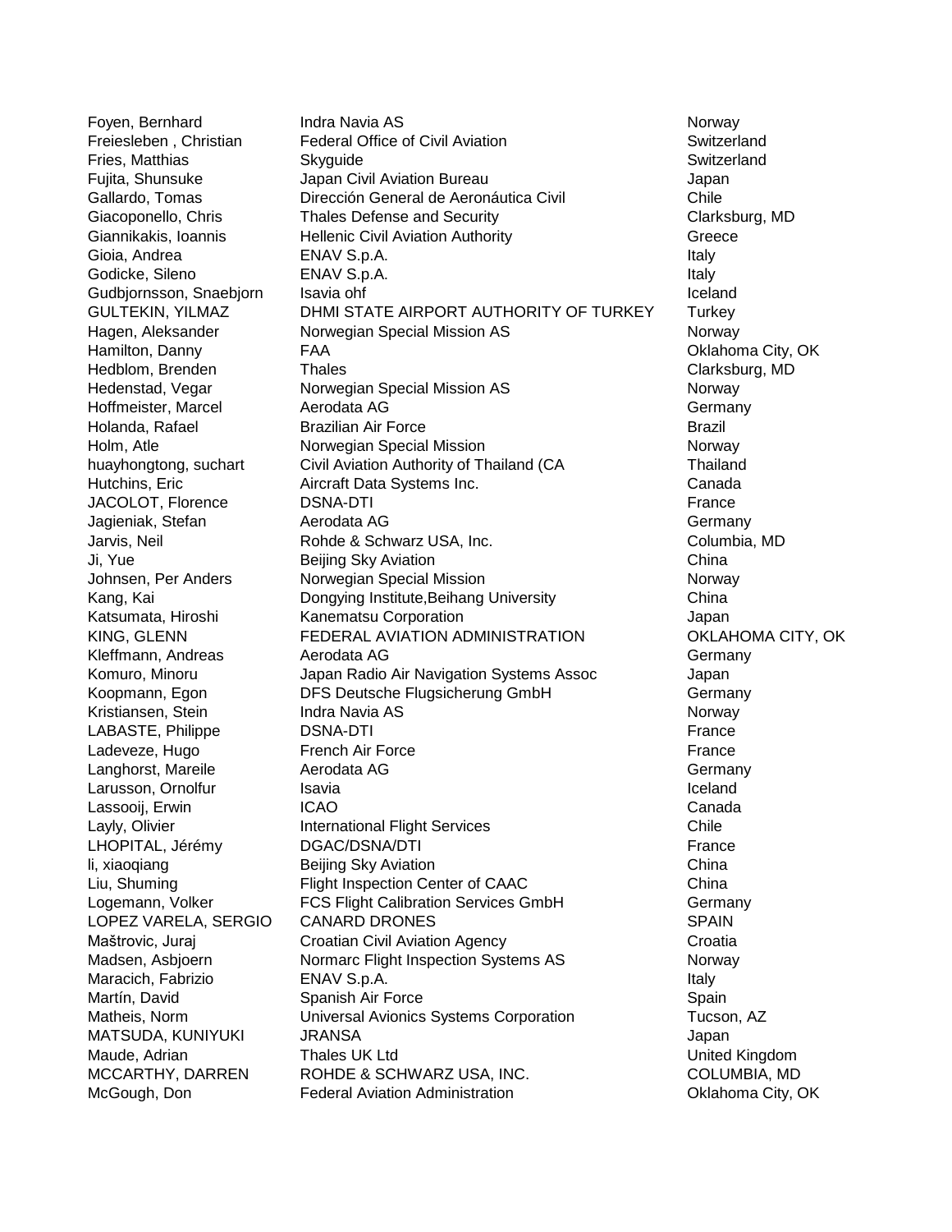| | | |
|---|---|---|
| Foyen, Bernhard | Indra Navia AS | Norway |
| Freiesleben , Christian | Federal Office of Civil Aviation | Switzerland |
| Fries, Matthias | Skyguide | Switzerland |
| Fujita, Shunsuke | Japan Civil Aviation Bureau | Japan |
| Gallardo, Tomas | Dirección General de Aeronáutica Civil | Chile |
| Giacoponello, Chris | Thales Defense and Security | Clarksburg, MD |
| Giannikakis, Ioannis | Hellenic Civil Aviation Authority | Greece |
| Gioia, Andrea | ENAV S.p.A. | Italy |
| Godicke, Sileno | ENAV S.p.A. | Italy |
| Gudbjornsson, Snaebjorn | Isavia ohf | Iceland |
| GULTEKIN, YILMAZ | DHMI STATE AIRPORT AUTHORITY OF TURKEY | Turkey |
| Hagen, Aleksander | Norwegian Special Mission AS | Norway |
| Hamilton, Danny | FAA | Oklahoma City, OK |
| Hedblom, Brenden | Thales | Clarksburg, MD |
| Hedenstad, Vegar | Norwegian Special Mission AS | Norway |
| Hoffmeister, Marcel | Aerodata AG | Germany |
| Holanda, Rafael | Brazilian Air Force | Brazil |
| Holm, Atle | Norwegian Special Mission | Norway |
| huayhongtong, suchart | Civil Aviation Authority of Thailand (CA | Thailand |
| Hutchins, Eric | Aircraft Data Systems Inc. | Canada |
| JACOLOT, Florence | DSNA-DTI | France |
| Jagieniak, Stefan | Aerodata AG | Germany |
| Jarvis, Neil | Rohde & Schwarz USA, Inc. | Columbia, MD |
| Ji, Yue | Beijing Sky Aviation | China |
| Johnsen, Per Anders | Norwegian Special Mission | Norway |
| Kang, Kai | Dongying Institute,Beihang University | China |
| Katsumata, Hiroshi | Kanematsu Corporation | Japan |
| KING, GLENN | FEDERAL AVIATION ADMINISTRATION | OKLAHOMA CITY, OK |
| Kleffmann, Andreas | Aerodata AG | Germany |
| Komuro, Minoru | Japan Radio Air Navigation Systems Assoc | Japan |
| Koopmann, Egon | DFS Deutsche Flugsicherung GmbH | Germany |
| Kristiansen, Stein | Indra Navia AS | Norway |
| LABASTE, Philippe | DSNA-DTI | France |
| Ladeveze, Hugo | French Air Force | France |
| Langhorst, Mareile | Aerodata AG | Germany |
| Larusson, Ornolfur | Isavia | Iceland |
| Lassooij, Erwin | ICAO | Canada |
| Layly, Olivier | International Flight Services | Chile |
| LHOPITAL, Jérémy | DGAC/DSNA/DTI | France |
| li, xiaoqiang | Beijing Sky Aviation | China |
| Liu, Shuming | Flight Inspection Center of CAAC | China |
| Logemann, Volker | FCS Flight Calibration Services GmbH | Germany |
| LOPEZ VARELA, SERGIO | CANARD DRONES | SPAIN |
| Maštrovic, Juraj | Croatian Civil Aviation Agency | Croatia |
| Madsen, Asbjoern | Normarc Flight Inspection Systems AS | Norway |
| Maracich, Fabrizio | ENAV S.p.A. | Italy |
| Martín, David | Spanish Air Force | Spain |
| Matheis, Norm | Universal Avionics Systems Corporation | Tucson, AZ |
| MATSUDA, KUNIYUKI | JRANSA | Japan |
| Maude, Adrian | Thales UK Ltd | United Kingdom |
| MCCARTHY, DARREN | ROHDE & SCHWARZ USA, INC. | COLUMBIA, MD |
| McGough, Don | Federal Aviation Administration | Oklahoma City, OK |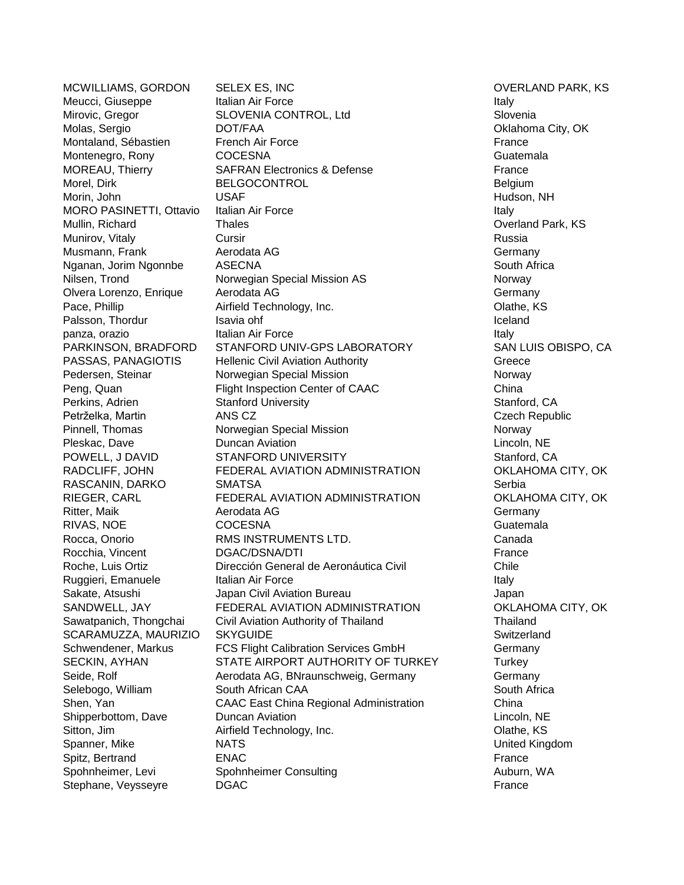| | | |
|---|---|---|
| MCWILLIAMS, GORDON | SELEX ES, INC | OVERLAND PARK, KS |
| Meucci, Giuseppe | Italian Air Force | Italy |
| Mirovic, Gregor | SLOVENIA CONTROL, Ltd | Slovenia |
| Molas, Sergio | DOT/FAA | Oklahoma City, OK |
| Montaland, Sébastien | French Air Force | France |
| Montenegro, Rony | COCESNA | Guatemala |
| MOREAU, Thierry | SAFRAN Electronics & Defense | France |
| Morel, Dirk | BELGOCONTROL | Belgium |
| Morin, John | USAF | Hudson, NH |
| MORO PASINETTI, Ottavio | Italian Air Force | Italy |
| Mullin, Richard | Thales | Overland Park, KS |
| Munirov, Vitaly | Cursir | Russia |
| Musmann, Frank | Aerodata AG | Germany |
| Nganan, Jorim Ngonnbe | ASECNA | South Africa |
| Nilsen, Trond | Norwegian Special Mission AS | Norway |
| Olvera Lorenzo, Enrique | Aerodata AG | Germany |
| Pace, Phillip | Airfield Technology, Inc. | Olathe, KS |
| Palsson, Thordur | Isavia ohf | Iceland |
| panza, orazio | Italian Air Force | Italy |
| PARKINSON, BRADFORD | STANFORD UNIV-GPS LABORATORY | SAN LUIS OBISPO, CA |
| PASSAS, PANAGIOTIS | Hellenic Civil Aviation Authority | Greece |
| Pedersen, Steinar | Norwegian Special Mission | Norway |
| Peng, Quan | Flight Inspection Center of CAAC | China |
| Perkins, Adrien | Stanford University | Stanford, CA |
| Petrželka, Martin | ANS CZ | Czech Republic |
| Pinnell, Thomas | Norwegian Special Mission | Norway |
| Pleskac, Dave | Duncan Aviation | Lincoln, NE |
| POWELL, J DAVID | STANFORD UNIVERSITY | Stanford, CA |
| RADCLIFF, JOHN | FEDERAL AVIATION ADMINISTRATION | OKLAHOMA CITY, OK |
| RASCANIN, DARKO | SMATSA | Serbia |
| RIEGER, CARL | FEDERAL AVIATION ADMINISTRATION | OKLAHOMA CITY, OK |
| Ritter, Maik | Aerodata AG | Germany |
| RIVAS, NOE | COCESNA | Guatemala |
| Rocca, Onorio | RMS INSTRUMENTS LTD. | Canada |
| Rocchia, Vincent | DGAC/DSNA/DTI | France |
| Roche, Luis Ortiz | Dirección General de Aeronáutica Civil | Chile |
| Ruggieri, Emanuele | Italian Air Force | Italy |
| Sakate, Atsushi | Japan Civil Aviation Bureau | Japan |
| SANDWELL, JAY | FEDERAL AVIATION ADMINISTRATION | OKLAHOMA CITY, OK |
| Sawatpanich, Thongchai | Civil Aviation Authority of Thailand | Thailand |
| SCARAMUZZA, MAURIZIO | SKYGUIDE | Switzerland |
| Schwendener, Markus | FCS Flight Calibration Services GmbH | Germany |
| SECKIN, AYHAN | STATE AIRPORT AUTHORITY OF TURKEY | Turkey |
| Seide, Rolf | Aerodata AG, BNraunschweig, Germany | Germany |
| Selebogo, William | South African CAA | South Africa |
| Shen, Yan | CAAC East China Regional Administration | China |
| Shipperbottom, Dave | Duncan Aviation | Lincoln, NE |
| Sitton, Jim | Airfield Technology, Inc. | Olathe, KS |
| Spanner, Mike | NATS | United Kingdom |
| Spitz, Bertrand | ENAC | France |
| Spohnheimer, Levi | Spohnheimer Consulting | Auburn, WA |
| Stephane, Veysseyre | DGAC | France |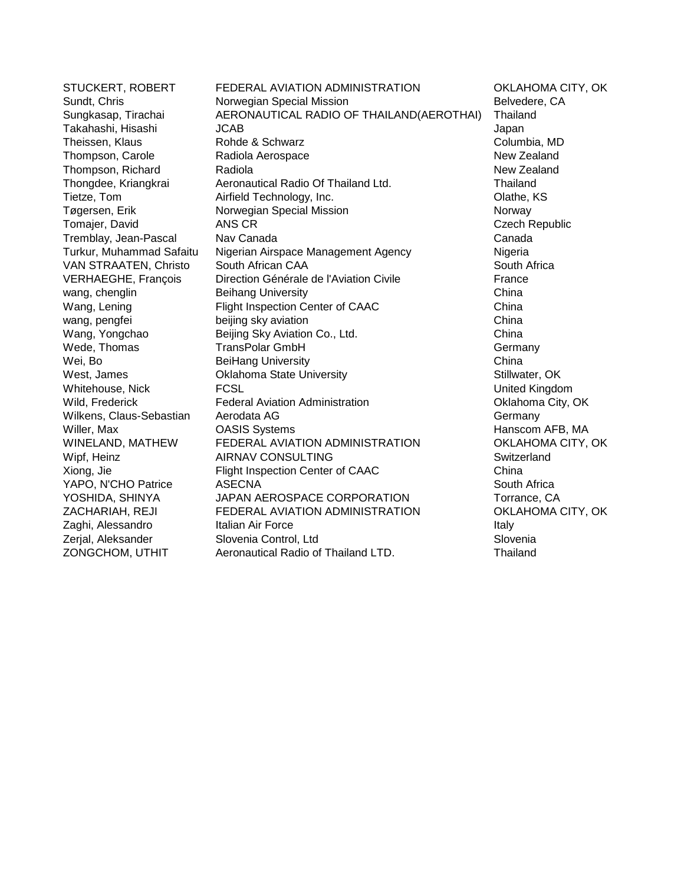| | | |
|---|---|---|
| STUCKERT, ROBERT | FEDERAL AVIATION ADMINISTRATION | OKLAHOMA CITY, OK |
| Sundt, Chris | Norwegian Special Mission | Belvedere, CA |
| Sungkasap, Tirachai | AERONAUTICAL RADIO OF THAILAND(AEROTHAI) | Thailand |
| Takahashi, Hisashi | JCAB | Japan |
| Theissen, Klaus | Rohde & Schwarz | Columbia, MD |
| Thompson, Carole | Radiola Aerospace | New Zealand |
| Thompson, Richard | Radiola | New Zealand |
| Thongdee, Kriangkrai | Aeronautical Radio Of Thailand Ltd. | Thailand |
| Tietze, Tom | Airfield Technology, Inc. | Olathe, KS |
| Tøgersen, Erik | Norwegian Special Mission | Norway |
| Tomajer, David | ANS CR | Czech Republic |
| Tremblay, Jean-Pascal | Nav Canada | Canada |
| Turkur, Muhammad Safaitu | Nigerian Airspace Management Agency | Nigeria |
| VAN STRAATEN, Christo | South African CAA | South Africa |
| VERHAEGHE, François | Direction Générale de l'Aviation Civile | France |
| wang, chenglin | Beihang University | China |
| Wang, Lening | Flight Inspection Center of CAAC | China |
| wang, pengfei | beijing sky aviation | China |
| Wang, Yongchao | Beijing Sky Aviation Co., Ltd. | China |
| Wede, Thomas | TransPolar GmbH | Germany |
| Wei, Bo | BeiHang University | China |
| West, James | Oklahoma State University | Stillwater, OK |
| Whitehouse, Nick | FCSL | United Kingdom |
| Wild, Frederick | Federal Aviation Administration | Oklahoma City, OK |
| Wilkens, Claus-Sebastian | Aerodata AG | Germany |
| Willer, Max | OASIS Systems | Hanscom AFB, MA |
| WINELAND, MATHEW | FEDERAL AVIATION ADMINISTRATION | OKLAHOMA CITY, OK |
| Wipf, Heinz | AIRNAV CONSULTING | Switzerland |
| Xiong, Jie | Flight Inspection Center of CAAC | China |
| YAPO, N'CHO Patrice | ASECNA | South Africa |
| YOSHIDA, SHINYA | JAPAN AEROSPACE CORPORATION | Torrance, CA |
| ZACHARIAH, REJI | FEDERAL AVIATION ADMINISTRATION | OKLAHOMA CITY, OK |
| Zaghi, Alessandro | Italian Air Force | Italy |
| Zerjal, Aleksander | Slovenia Control, Ltd | Slovenia |
| ZONGCHOM, UTHIT | Aeronautical Radio of Thailand LTD. | Thailand |